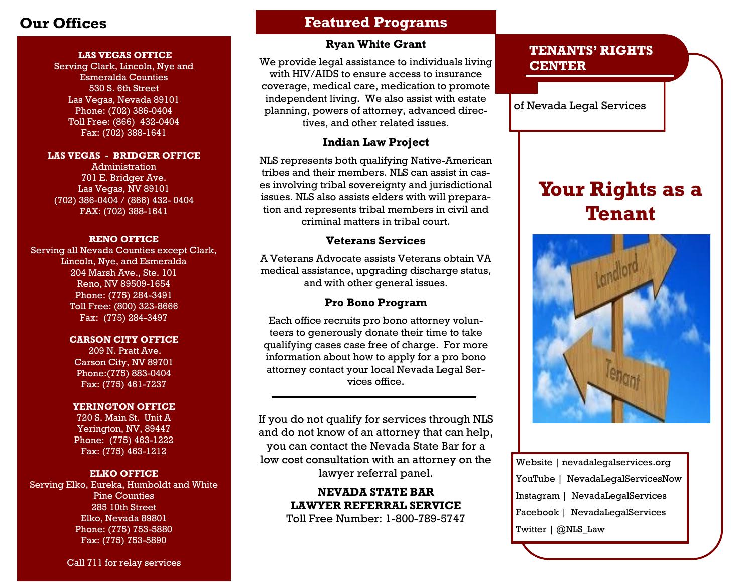## Our Offices

**LAS VEGAS OFFICE**
Serving Clark, Lincoln, Nye and Esmeralda Counties
530 S. 6th Street
Las Vegas, Nevada 89101
Phone: (702) 386-0404
Toll Free: (866) 432-0404
Fax: (702) 388-1641

**LAS VEGAS - BRIDGER OFFICE**
Administration
701 E. Bridger Ave.
Las Vegas, NV 89101
(702) 386-0404 / (866) 432- 0404
FAX: (702) 388-1641

**RENO OFFICE**
Serving all Nevada Counties except Clark, Lincoln, Nye, and Esmeralda
204 Marsh Ave., Ste. 101
Reno, NV 89509-1654
Phone: (775) 284-3491
Toll Free: (800) 323-8666
Fax: (775) 284-3497

**CARSON CITY OFFICE**
209 N. Pratt Ave.
Carson City, NV 89701
Phone:(775) 883-0404
Fax: (775) 461-7237

**YERINGTON OFFICE**
720 S. Main St. Unit A
Yerington, NV, 89447
Phone: (775) 463-1222
Fax: (775) 463-1212

**ELKO OFFICE**
Serving Elko, Eureka, Humboldt and White Pine Counties
285 10th Street
Elko, Nevada 89801
Phone: (775) 753-5880
Fax: (775) 753-5890

Call 711 for relay services

## Featured Programs

### Ryan White Grant

We provide legal assistance to individuals living with HIV/AIDS to ensure access to insurance coverage, medical care, medication to promote independent living. We also assist with estate planning, powers of attorney, advanced directives, and other related issues.

### Indian Law Project

NLS represents both qualifying Native-American tribes and their members. NLS can assist in cases involving tribal sovereignty and jurisdictional issues. NLS also assists elders with will preparation and represents tribal members in civil and criminal matters in tribal court.

### Veterans Services

A Veterans Advocate assists Veterans obtain VA medical assistance, upgrading discharge status, and with other general issues.

### Pro Bono Program

Each office recruits pro bono attorney volunteers to generously donate their time to take qualifying cases case free of charge. For more information about how to apply for a pro bono attorney contact your local Nevada Legal Services office.

---

If you do not qualify for services through NLS and do not know of an attorney that can help, you can contact the Nevada State Bar for a low cost consultation with an attorney on the lawyer referral panel.

**NEVADA STATE BAR**
**LAWYER REFERRAL SERVICE**
Toll Free Number: 1-800-789-5747

## TENANTS' RIGHTS CENTER

of Nevada Legal Services

# Your Rights as a Tenant

Website | nevadalegalservices.org
YouTube | NevadaLegalServicesNow
Instagram | NevadaLegalServices
Facebook | NevadaLegalServices
Twitter | @NLS_Law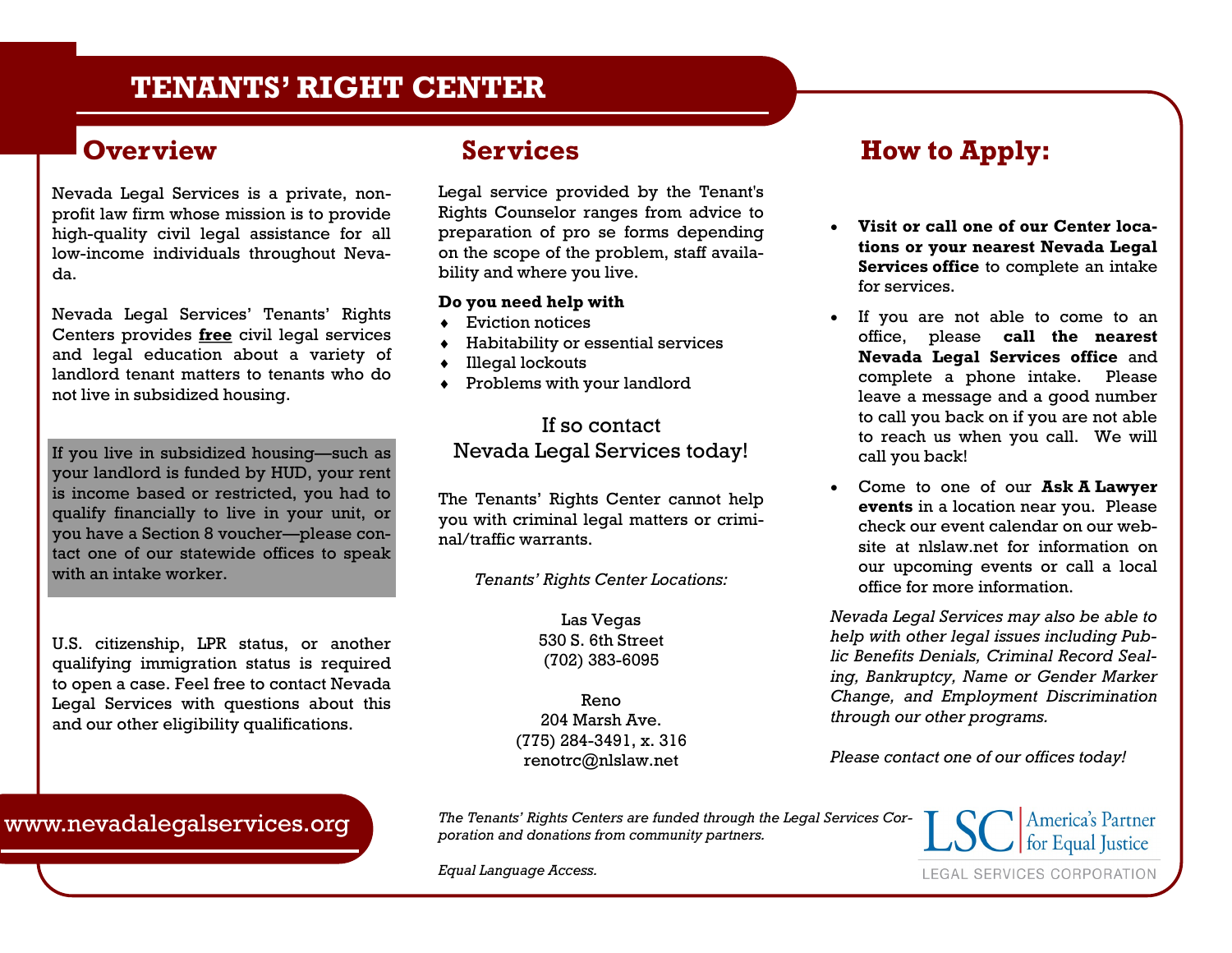# TENANTS' RIGHT CENTER

## Overview

Nevada Legal Services is a private, non-profit law firm whose mission is to provide high-quality civil legal assistance for all low-income individuals throughout Nevada.

Nevada Legal Services' Tenants' Rights Centers provides **free** civil legal services and legal education about a variety of landlord tenant matters to tenants who do not live in subsidized housing.

If you live in subsidized housing—such as your landlord is funded by HUD, your rent is income based or restricted, you had to qualify financially to live in your unit, or you have a Section 8 voucher—please contact one of our statewide offices to speak with an intake worker.

U.S. citizenship, LPR status, or another qualifying immigration status is required to open a case. Feel free to contact Nevada Legal Services with questions about this and our other eligibility qualifications.

## Services

Legal service provided by the Tenant's Rights Counselor ranges from advice to preparation of pro se forms depending on the scope of the problem, staff availability and where you live.

**Do you need help with**

- Eviction notices
- Habitability or essential services
- Illegal lockouts
- Problems with your landlord

If so contact
Nevada Legal Services today!

The Tenants' Rights Center cannot help you with criminal legal matters or criminal/traffic warrants.

*Tenants' Rights Center Locations:*

Las Vegas
530 S. 6th Street
(702) 383-6095

Reno
204 Marsh Ave.
(775) 284-3491, x. 316
renotrc@nlslaw.net

## How to Apply:

- **Visit or call one of our Center locations or your nearest Nevada Legal Services office** to complete an intake for services.
- If you are not able to come to an office, please **call the nearest Nevada Legal Services office** and complete a phone intake. Please leave a message and a good number to call you back on if you are not able to reach us when you call. We will call you back!
- Come to one of our **Ask A Lawyer events** in a location near you. Please check our event calendar on our website at nlslaw.net for information on our upcoming events or call a local office for more information.

*Nevada Legal Services may also be able to help with other legal issues including Public Benefits Denials, Criminal Record Sealing, Bankruptcy, Name or Gender Marker Change, and Employment Discrimination through our other programs.*

*Please contact one of our offices today!*

www.nevadalegalservices.org

*The Tenants' Rights Centers are funded through the Legal Services Corporation and donations from community partners.*

*Equal Language Access.*

LSC | America's Partner for Equal Justice
LEGAL SERVICES CORPORATION